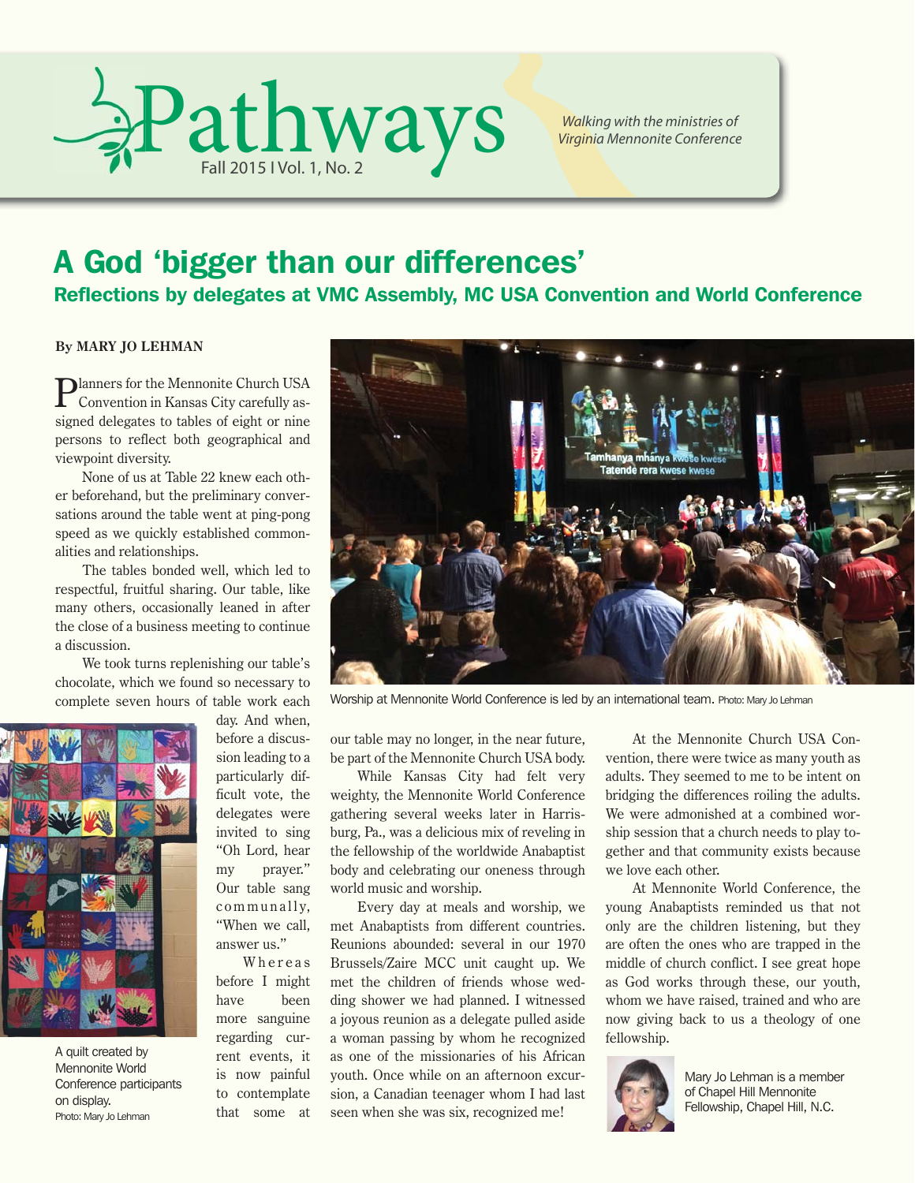# Pathways

Fall 2015 | Vol. 1, No. 2

*Walking with the ministries of Virginia Mennonite Conference*

## A God 'bigger than our differences'

### Reflections by delegates at VMC Assembly, MC USA Convention and World Conference

**By MARY JO LEHMAN**

Planners for the Mennonite Church USA Convention in Kansas City carefully assigned delegates to tables of eight or nine persons to reflect both geographical and viewpoint diversity.

None of us at Table 22 knew each other beforehand, but the preliminary conversations around the table went at ping-pong speed as we quickly established commonalities and relationships.

The tables bonded well, which led to respectful, fruitful sharing. Our table, like many others, occasionally leaned in after the close of a business meeting to continue a discussion.

We took turns replenishing our table's chocolate, which we found so necessary to complete seven hours of table work each day. And when, before a discussion leading to a particularly difficult vote, the delegates were invited to sing "Oh Lord, hear my prayer." Our table sang communally, "When we call, answer us."

Whereas before I might have been more sanguine regarding current events, it is now painful to contemplate that some at our table may no longer, in the near future, be part of the Mennonite Church USA body.

While Kansas City had felt very weighty, the Mennonite World Conference gathering several weeks later in Harrisburg, Pa., was a delicious mix of reveling in the fellowship of the worldwide Anabaptist body and celebrating our oneness through world music and worship.

Every day at meals and worship, we met Anabaptists from different countries. Reunions abounded: several in our 1970 Brussels/Zaire MCC unit caught up. We met the children of friends whose wedding shower we had planned. I witnessed a joyous reunion as a delegate pulled aside a woman passing by whom he recognized as one of the missionaries of his African youth. Once while on an afternoon excursion, a Canadian teenager whom I had last seen when she was six, recognized me!

At the Mennonite Church USA Convention, there were twice as many youth as adults. They seemed to me to be intent on bridging the differences roiling the adults. We were admonished at a combined worship session that a church needs to play together and that community exists because we love each other.

At Mennonite World Conference, the young Anabaptists reminded us that not only are the children listening, but they are often the ones who are trapped in the middle of church conflict. I see great hope as God works through these, our youth, whom we have raised, trained and who are now giving back to us a theology of one fellowship.

Worship at Mennonite World Conference is led by an international team. Photo: Mary Jo Lehman

A quilt created by Mennonite World Conference participants on display. Photo: Mary Jo Lehman

Mary Jo Lehman is a member of Chapel Hill Mennonite Fellowship, Chapel Hill, N.C.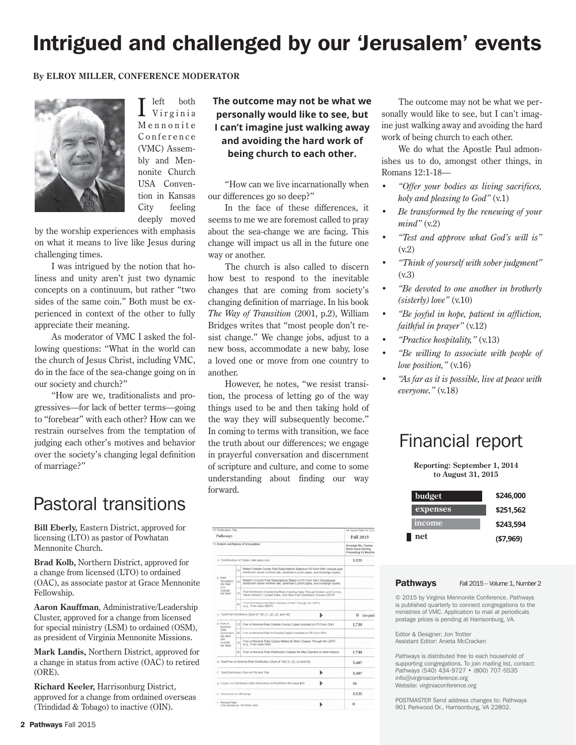# Intrigued and challenged by our 'Jerusalem' events

**By ELROY MILLER, CONFERENCE MODERATOR**

I left both Virginia Mennonite Conference (VMC) Assembly and Mennonite Church USA Convention in Kansas City feeling deeply moved by the worship experiences with emphasis on what it means to live like Jesus during challenging times.

I was intrigued by the notion that holiness and unity aren't just two dynamic concepts on a continuum, but rather "two sides of the same coin." Both must be experienced in context of the other to fully appreciate their meaning.

As moderator of VMC I asked the following questions: "What in the world can the church of Jesus Christ, including VMC, do in the face of the sea-change going on in our society and church?"

"How are we, traditionalists and progressives—for lack of better terms—going to "forebear" with each other? How can we restrain ourselves from the temptation of judging each other's motives and behavior over the society's changing legal definition of marriage?"

**The outcome may not be what we personally would like to see, but I can't imagine just walking away and avoiding the hard work of being church to each other.**

"How can we live incarnationally when our differences go so deep?"

In the face of these differences, it seems to me we are foremost called to pray about the sea-change we are facing. This change will impact us all in the future one way or another.

The church is also called to discern how best to respond to the inevitable changes that are coming from society's changing definition of marriage. In his book *The Way of Transition* (2001, p.2), William Bridges writes that "most people don't resist change." We change jobs, adjust to a new boss, accommodate a new baby, lose a loved one or move from one country to another.

However, he notes, "we resist transition, the process of letting go of the way things used to be and then taking hold of the way they will subsequently become." In coming to terms with transition, we face the truth about our differences; we engage in prayerful conversation and discernment of scripture and culture, and come to some understanding about finding our way forward.

The outcome may not be what we personally would like to see, but I can't imagine just walking away and avoiding the hard work of being church to each other.

We do what the Apostle Paul admonishes us to do, amongst other things, in Romans 12:1-18—

- *"Offer your bodies as living sacrifices, holy and pleasing to God"* (v.1)
- *Be transformed by the renewing of your mind"* (v.2)
- *"Test and approve what God's will is"* (v.2)
- *"Think of yourself with sober judgment"* (v.3)
- *"Be devoted to one another in brotherly (sisterly) love"* (v.10)
- *"Be joyful in hope, patient in affliction, faithful in prayer"* (v.12)
- *"Practice hospitality,"* (v.13)
- *"Be willing to associate with people of low position,"* (v.16)
- *"As far as it is possible, live at peace with everyone."* (v.18)

## Pastoral transitions

**Bill Eberly,** Eastern District, approved for licensing (LTO) as pastor of Powhatan Mennonite Church.

**Brad Kolb,** Northern District, approved for a change from licensed (LTO) to ordained (OAC), as associate pastor at Grace Mennonite Fellowship.

**Aaron Kauffman**, Administrative/Leadership Cluster, approved for a change from licensed for special ministry (LSM) to ordained (OSM), as president of Virginia Mennonite Missions.

**Mark Landis,** Northern District, approved for a change in status from active (OAC) to retired (ORE).

**Richard Keeler,** Harrisonburg District, approved for a change from ordained overseas (Trindidad & Tobago) to inactive (OIN).

## Financial report

**Reporting: September 1, 2014 to August 31, 2015**

| | |
|---|---|
| budget | $246,000 |
| expenses | $251,562 |
| income | $243,594 |
| net | ($7,969) |

13. Publication Title: Pathways — 14. Issue Date for Circulation Data: Fall 2015

| 15. Extent and Nature of Circulation | | | Average No. Copies Each Issue During Preceding 12 Months |
|---|---|---|---|
| a. Total Number of Copies (Net press run) | | | 3,525 |
| b. Paid Circulation (By Mail and Outside the Mail) | (1) | Mailed Outside-County Paid Subscriptions Stated on PS Form 3541 (Include paid distribution above nominal rate, advertiser's proof copies, and exchange copies) | |
| | (2) | Mailed In-County Paid Subscriptions Stated on PS Form 3541 (Include paid distribution above nominal rate, advertiser's proof copies, and exchange copies) | |
| | (3) | Paid Distribution Outside the Mails Including Sales Through Dealers and Carriers, Street Vendors, Counter Sales, and Other Paid Distribution Outside USPS® | |
| | (4) | Paid Distribution by Other Classes of Mail Through the USPS (e.g., First-Class Mail®) | |
| c. Total Paid Distribution (Sum of 15b (1), (2), (3), and (4)) | | | 0 (no paid |
| d. Free or Nominal Rate Distribution (By Mail and Outside the Mail) | (1) | Free or Nominal Rate Outside-County Copies included on PS Form 3541 | 1,739 |
| | (2) | Free or Nominal Rate In-County Copies Included on PS Form 3541 | |
| | (3) | Free or Nominal Rate Copies Mailed at Other Classes Through the USPS (e.g., First-Class Mail) | |
| | (4) | Free or Nominal Rate Distribution Outside the Mail (Carriers or other means) | 1,748 |
| e. Total Free or Nominal Rate Distribution (Sum of 15d (1), (2), (3) and (4)) | | | 3,487 |
| f. Total Distribution (Sum of 15c and 15e) | | | 3,487 |
| g. Copies not Distributed (See Instructions to Publishers #4 (page #3)) | | | 38 |
| h. Total (Sum of 15f and g) | | | 3,525 |
| i. Percent Paid (15c divided by 15f times 100) | | | 0 |

**Pathways** Fall 2015 – Volume 1, Number 2

© 2015 by Virginia Mennonite Conference. *Pathways* is published quarterly to connect congregations to the ministries of VMC. Application to mail at periodicals postage prices is pending at Harrisonburg, VA.

Editor & Designer: Jon Trotter
Assistant Editor: Anieta McCracken

*Pathways* is distributed free to each household of supporting congregations. To join mailing list, contact: *Pathways* (540) 434-9727 • (800) 707-5535
info@virginiaconference.org
Website: virginiaconference.org

POSTMASTER Send address changes to: Pathways 901 Parkwood Dr., Harrisonburg, VA 22802.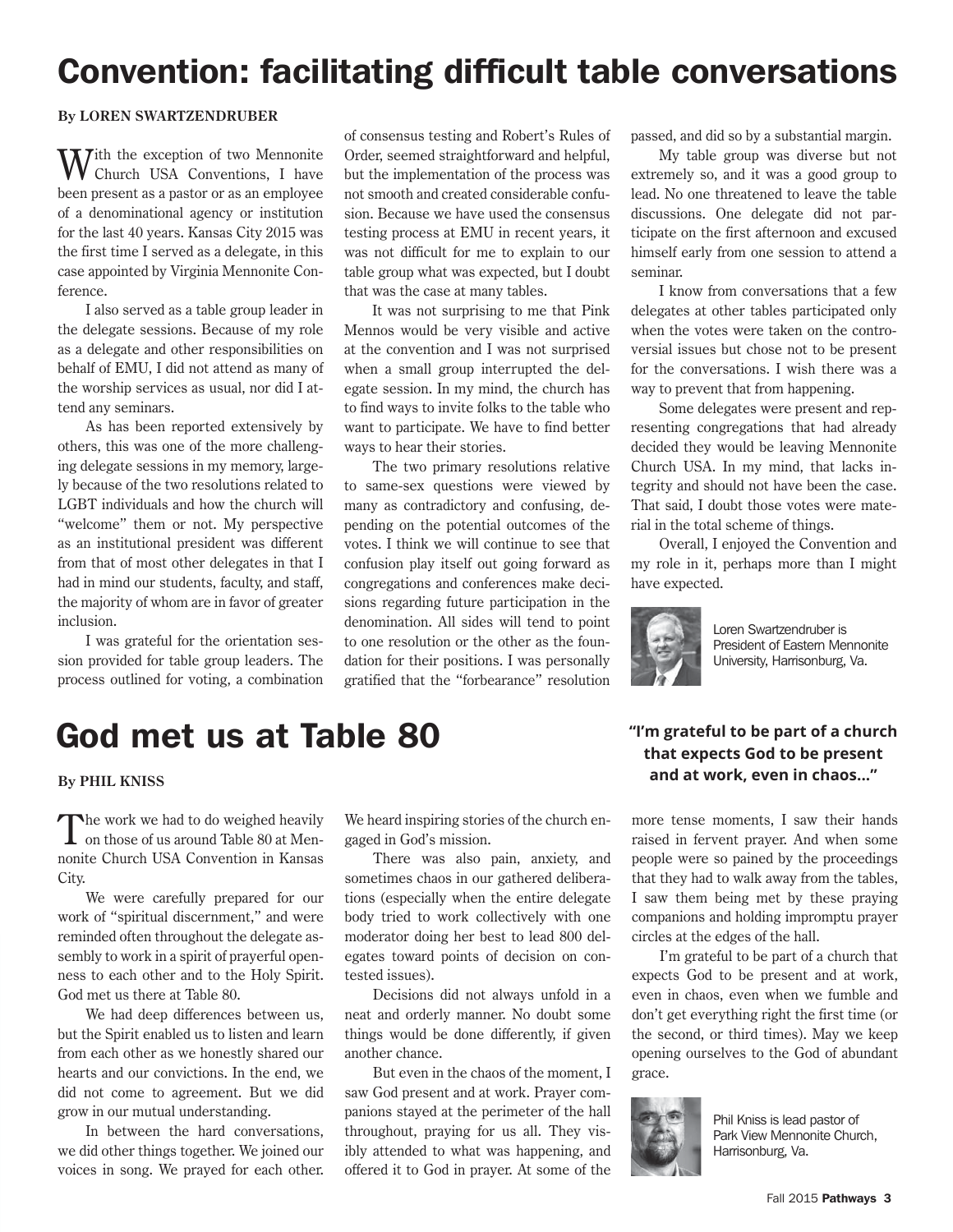# Convention: facilitating difficult table conversations

**By LOREN SWARTZENDRUBER**

With the exception of two Mennonite Church USA Conventions, I have been present as a pastor or as an employee of a denominational agency or institution for the last 40 years. Kansas City 2015 was the first time I served as a delegate, in this case appointed by Virginia Mennonite Conference.

I also served as a table group leader in the delegate sessions. Because of my role as a delegate and other responsibilities on behalf of EMU, I did not attend as many of the worship services as usual, nor did I attend any seminars.

As has been reported extensively by others, this was one of the more challenging delegate sessions in my memory, largely because of the two resolutions related to LGBT individuals and how the church will "welcome" them or not. My perspective as an institutional president was different from that of most other delegates in that I had in mind our students, faculty, and staff, the majority of whom are in favor of greater inclusion.

I was grateful for the orientation session provided for table group leaders. The process outlined for voting, a combination of consensus testing and Robert's Rules of Order, seemed straightforward and helpful, but the implementation of the process was not smooth and created considerable confusion. Because we have used the consensus testing process at EMU in recent years, it was not difficult for me to explain to our table group what was expected, but I doubt that was the case at many tables.

It was not surprising to me that Pink Mennos would be very visible and active at the convention and I was not surprised when a small group interrupted the delegate session. In my mind, the church has to find ways to invite folks to the table who want to participate. We have to find better ways to hear their stories.

The two primary resolutions relative to same-sex questions were viewed by many as contradictory and confusing, depending on the potential outcomes of the votes. I think we will continue to see that confusion play itself out going forward as congregations and conferences make decisions regarding future participation in the denomination. All sides will tend to point to one resolution or the other as the foundation for their positions. I was personally gratified that the "forbearance" resolution passed, and did so by a substantial margin.

My table group was diverse but not extremely so, and it was a good group to lead. No one threatened to leave the table discussions. One delegate did not participate on the first afternoon and excused himself early from one session to attend a seminar.

I know from conversations that a few delegates at other tables participated only when the votes were taken on the controversial issues but chose not to be present for the conversations. I wish there was a way to prevent that from happening.

Some delegates were present and representing congregations that had already decided they would be leaving Mennonite Church USA. In my mind, that lacks integrity and should not have been the case. That said, I doubt those votes were material in the total scheme of things.

Overall, I enjoyed the Convention and my role in it, perhaps more than I might have expected.

Loren Swartzendruber is President of Eastern Mennonite University, Harrisonburg, Va.

# God met us at Table 80

**By PHIL KNISS**

**"I'm grateful to be part of a church that expects God to be present and at work, even in chaos..."**

The work we had to do weighed heavily on those of us around Table 80 at Mennonite Church USA Convention in Kansas City.

We were carefully prepared for our work of "spiritual discernment," and were reminded often throughout the delegate assembly to work in a spirit of prayerful openness to each other and to the Holy Spirit. God met us there at Table 80.

We had deep differences between us, but the Spirit enabled us to listen and learn from each other as we honestly shared our hearts and our convictions. In the end, we did not come to agreement. But we did grow in our mutual understanding.

In between the hard conversations, we did other things together. We joined our voices in song. We prayed for each other. We heard inspiring stories of the church engaged in God's mission.

There was also pain, anxiety, and sometimes chaos in our gathered deliberations (especially when the entire delegate body tried to work collectively with one moderator doing her best to lead 800 delegates toward points of decision on contested issues).

Decisions did not always unfold in a neat and orderly manner. No doubt some things would be done differently, if given another chance.

But even in the chaos of the moment, I saw God present and at work. Prayer companions stayed at the perimeter of the hall throughout, praying for us all. They visibly attended to what was happening, and offered it to God in prayer. At some of the more tense moments, I saw their hands raised in fervent prayer. And when some people were so pained by the proceedings that they had to walk away from the tables, I saw them being met by these praying companions and holding impromptu prayer circles at the edges of the hall.

I'm grateful to be part of a church that expects God to be present and at work, even in chaos, even when we fumble and don't get everything right the first time (or the second, or third times). May we keep opening ourselves to the God of abundant grace.

Phil Kniss is lead pastor of Park View Mennonite Church, Harrisonburg, Va.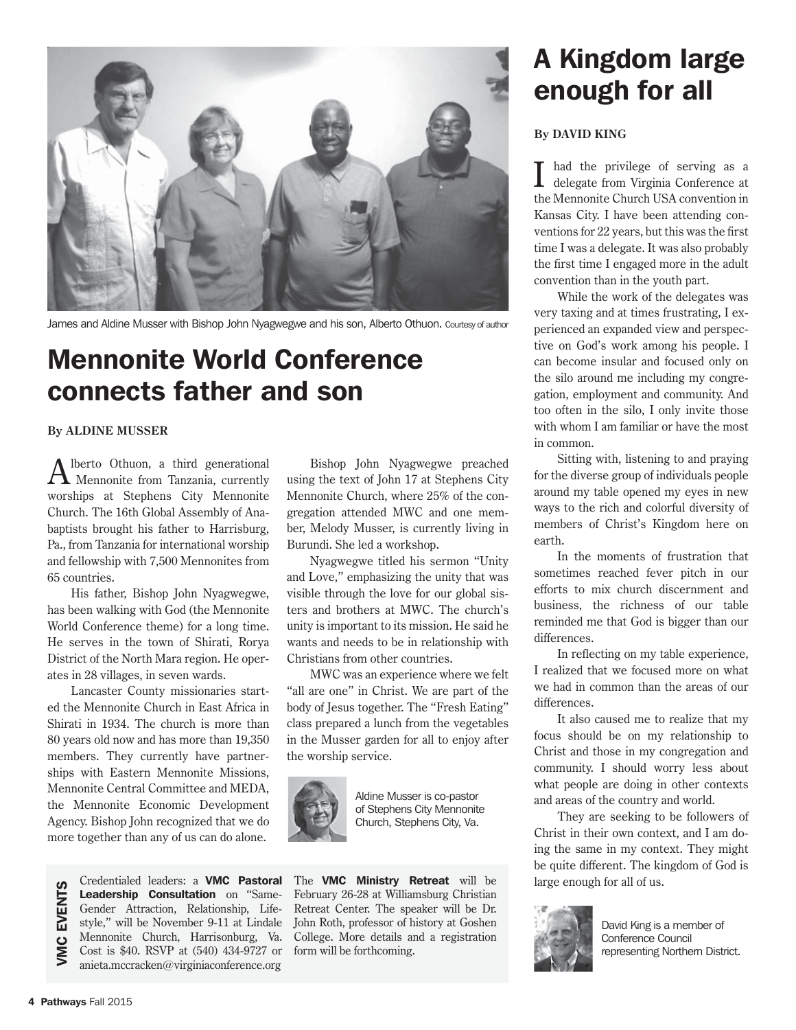James and Aldine Musser with Bishop John Nyagwegwe and his son, Alberto Othuon. Courtesy of author

# Mennonite World Conference connects father and son

**By ALDINE MUSSER**

Alberto Othuon, a third generational Mennonite from Tanzania, currently worships at Stephens City Mennonite Church. The 16th Global Assembly of Anabaptists brought his father to Harrisburg, Pa., from Tanzania for international worship and fellowship with 7,500 Mennonites from 65 countries.

His father, Bishop John Nyagwegwe, has been walking with God (the Mennonite World Conference theme) for a long time. He serves in the town of Shirati, Rorya District of the North Mara region. He operates in 28 villages, in seven wards.

Lancaster County missionaries started the Mennonite Church in East Africa in Shirati in 1934. The church is more than 80 years old now and has more than 19,350 members. They currently have partnerships with Eastern Mennonite Missions, Mennonite Central Committee and MEDA, the Mennonite Economic Development Agency. Bishop John recognized that we do more together than any of us can do alone.

Bishop John Nyagwegwe preached using the text of John 17 at Stephens City Mennonite Church, where 25% of the congregation attended MWC and one member, Melody Musser, is currently living in Burundi. She led a workshop.

Nyagwegwe titled his sermon "Unity and Love," emphasizing the unity that was visible through the love for our global sisters and brothers at MWC. The church's unity is important to its mission. He said he wants and needs to be in relationship with Christians from other countries.

MWC was an experience where we felt "all are one" in Christ. We are part of the body of Jesus together. The "Fresh Eating" class prepared a lunch from the vegetables in the Musser garden for all to enjoy after the worship service.

Aldine Musser is co-pastor of Stephens City Mennonite Church, Stephens City, Va.

## VMC EVENTS

Credentialed leaders: a **VMC Pastoral Leadership Consultation** on "Same-Gender Attraction, Relationship, Lifestyle," will be November 9-11 at Lindale Mennonite Church, Harrisonburg, Va. Cost is $40. RSVP at (540) 434-9727 or anieta.mccracken@virginiaconference.org

The **VMC Ministry Retreat** will be February 26-28 at Williamsburg Christian Retreat Center. The speaker will be Dr. John Roth, professor of history at Goshen College. More details and a registration form will be forthcoming.

# A Kingdom large enough for all

**By DAVID KING**

I had the privilege of serving as a delegate from Virginia Conference at the Mennonite Church USA convention in Kansas City. I have been attending conventions for 22 years, but this was the first time I was a delegate. It was also probably the first time I engaged more in the adult convention than in the youth part.

While the work of the delegates was very taxing and at times frustrating, I experienced an expanded view and perspective on God's work among his people. I can become insular and focused only on the silo around me including my congregation, employment and community. And too often in the silo, I only invite those with whom I am familiar or have the most in common.

Sitting with, listening to and praying for the diverse group of individuals people around my table opened my eyes in new ways to the rich and colorful diversity of members of Christ's Kingdom here on earth.

In the moments of frustration that sometimes reached fever pitch in our efforts to mix church discernment and business, the richness of our table reminded me that God is bigger than our differences.

In reflecting on my table experience, I realized that we focused more on what we had in common than the areas of our differences.

It also caused me to realize that my focus should be on my relationship to Christ and those in my congregation and community. I should worry less about what people are doing in other contexts and areas of the country and world.

They are seeking to be followers of Christ in their own context, and I am doing the same in my context. They might be quite different. The kingdom of God is large enough for all of us.

David King is a member of Conference Council representing Northern District.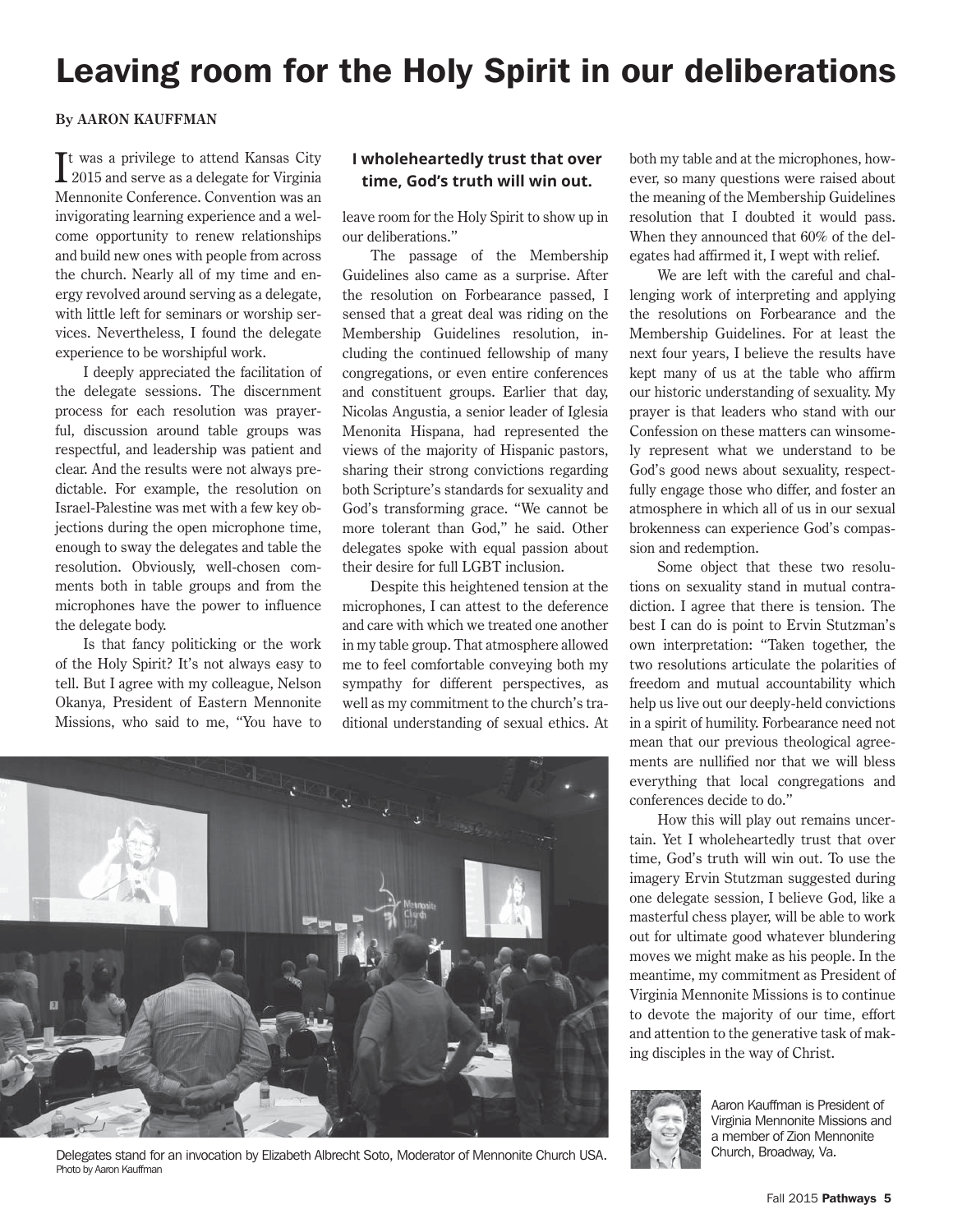# Leaving room for the Holy Spirit in our deliberations

**By AARON KAUFFMAN**

It was a privilege to attend Kansas City 2015 and serve as a delegate for Virginia Mennonite Conference. Convention was an invigorating learning experience and a welcome opportunity to renew relationships and build new ones with people from across the church. Nearly all of my time and energy revolved around serving as a delegate, with little left for seminars or worship services. Nevertheless, I found the delegate experience to be worshipful work.

I deeply appreciated the facilitation of the delegate sessions. The discernment process for each resolution was prayerful, discussion around table groups was respectful, and leadership was patient and clear. And the results were not always predictable. For example, the resolution on Israel-Palestine was met with a few key objections during the open microphone time, enough to sway the delegates and table the resolution. Obviously, well-chosen comments both in table groups and from the microphones have the power to influence the delegate body.

Is that fancy politicking or the work of the Holy Spirit? It's not always easy to tell. But I agree with my colleague, Nelson Okanya, President of Eastern Mennonite Missions, who said to me, "You have to leave room for the Holy Spirit to show up in our deliberations."

**I wholeheartedly trust that over time, God's truth will win out.**

The passage of the Membership Guidelines also came as a surprise. After the resolution on Forbearance passed, I sensed that a great deal was riding on the Membership Guidelines resolution, including the continued fellowship of many congregations, or even entire conferences and constituent groups. Earlier that day, Nicolas Angustia, a senior leader of Iglesia Menonita Hispana, had represented the views of the majority of Hispanic pastors, sharing their strong convictions regarding both Scripture's standards for sexuality and God's transforming grace. "We cannot be more tolerant than God," he said. Other delegates spoke with equal passion about their desire for full LGBT inclusion.

Despite this heightened tension at the microphones, I can attest to the deference and care with which we treated one another in my table group. That atmosphere allowed me to feel comfortable conveying both my sympathy for different perspectives, as well as my commitment to the church's traditional understanding of sexual ethics. At both my table and at the microphones, however, so many questions were raised about the meaning of the Membership Guidelines resolution that I doubted it would pass. When they announced that 60% of the delegates had affirmed it, I wept with relief.

We are left with the careful and challenging work of interpreting and applying the resolutions on Forbearance and the Membership Guidelines. For at least the next four years, I believe the results have kept many of us at the table who affirm our historic understanding of sexuality. My prayer is that leaders who stand with our Confession on these matters can winsomely represent what we understand to be God's good news about sexuality, respectfully engage those who differ, and foster an atmosphere in which all of us in our sexual brokenness can experience God's compassion and redemption.

Some object that these two resolutions on sexuality stand in mutual contradiction. I agree that there is tension. The best I can do is point to Ervin Stutzman's own interpretation: "Taken together, the two resolutions articulate the polarities of freedom and mutual accountability which help us live out our deeply-held convictions in a spirit of humility. Forbearance need not mean that our previous theological agreements are nullified nor that we will bless everything that local congregations and conferences decide to do."

How this will play out remains uncertain. Yet I wholeheartedly trust that over time, God's truth will win out. To use the imagery Ervin Stutzman suggested during one delegate session, I believe God, like a masterful chess player, will be able to work out for ultimate good whatever blundering moves we might make as his people. In the meantime, my commitment as President of Virginia Mennonite Missions is to continue to devote the majority of our time, effort and attention to the generative task of making disciples in the way of Christ.

Delegates stand for an invocation by Elizabeth Albrecht Soto, Moderator of Mennonite Church USA.
Photo by Aaron Kauffman

Aaron Kauffman is President of Virginia Mennonite Missions and a member of Zion Mennonite Church, Broadway, Va.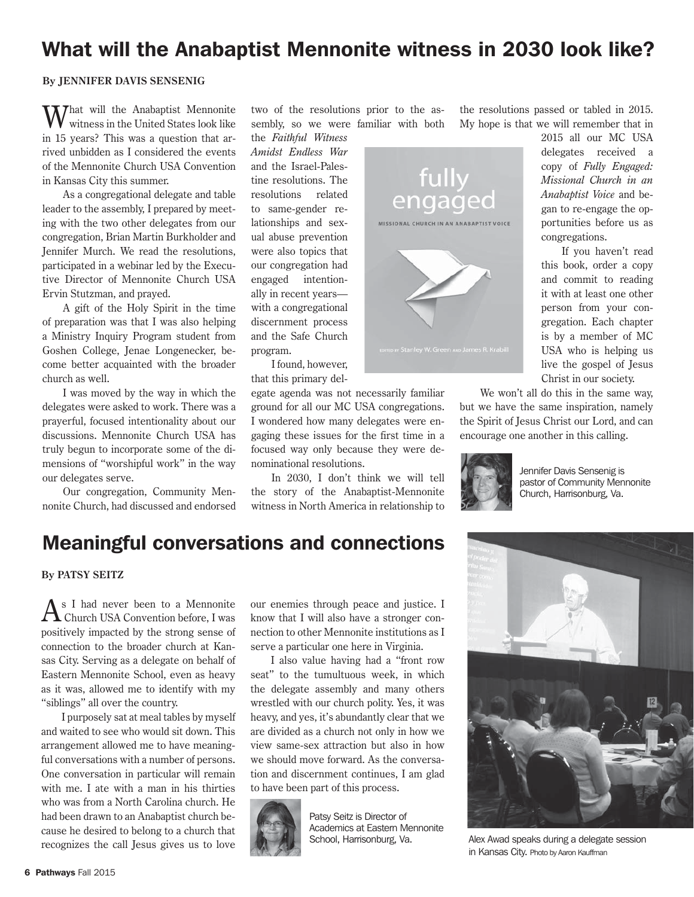## What will the Anabaptist Mennonite witness in 2030 look like?

**By JENNIFER DAVIS SENSENIG**

What will the Anabaptist Mennonite witness in the United States look like in 15 years? This was a question that arrived unbidden as I considered the events of the Mennonite Church USA Convention in Kansas City this summer.

As a congregational delegate and table leader to the assembly, I prepared by meeting with the two other delegates from our congregation, Brian Martin Burkholder and Jennifer Murch. We read the resolutions, participated in a webinar led by the Executive Director of Mennonite Church USA Ervin Stutzman, and prayed.

A gift of the Holy Spirit in the time of preparation was that I was also helping a Ministry Inquiry Program student from Goshen College, Jenae Longenecker, become better acquainted with the broader church as well.

I was moved by the way in which the delegates were asked to work. There was a prayerful, focused intentionality about our discussions. Mennonite Church USA has truly begun to incorporate some of the dimensions of "worshipful work" in the way our delegates serve.

Our congregation, Community Mennonite Church, had discussed and endorsed two of the resolutions prior to the assembly, so we were familiar with both the *Faithful Witness Amidst Endless War* and the Israel-Palestine resolutions. The resolutions related to same-gender relationships and sexual abuse prevention were also topics that our congregation had engaged intentionally in recent years—with a congregational discernment process and the Safe Church program.

I found, however, that this primary delegate agenda was not necessarily familiar ground for all our MC USA congregations. I wondered how many delegates were engaging these issues for the first time in a focused way only because they were denominational resolutions.

In 2030, I don't think we will tell the story of the Anabaptist-Mennonite witness in North America in relationship to the resolutions passed or tabled in 2015. My hope is that we will remember that in 2015 all our MC USA delegates received a copy of *Fully Engaged: Missional Church in an Anabaptist Voice* and began to re-engage the opportunities before us as congregations.

If you haven't read this book, order a copy and commit to reading it with at least one other person from your congregation. Each chapter is by a member of MC USA who is helping us live the gospel of Jesus Christ in our society.

We won't all do this in the same way, but we have the same inspiration, namely the Spirit of Jesus Christ our Lord, and can encourage one another in this calling.

Jennifer Davis Sensenig is pastor of Community Mennonite Church, Harrisonburg, Va.

## Meaningful conversations and connections

**By PATSY SEITZ**

As I had never been to a Mennonite Church USA Convention before, I was positively impacted by the strong sense of connection to the broader church at Kansas City. Serving as a delegate on behalf of Eastern Mennonite School, even as heavy as it was, allowed me to identify with my "siblings" all over the country.

I purposely sat at meal tables by myself and waited to see who would sit down. This arrangement allowed me to have meaningful conversations with a number of persons. One conversation in particular will remain with me. I ate with a man in his thirties who was from a North Carolina church. He had been drawn to an Anabaptist church because he desired to belong to a church that recognizes the call Jesus gives us to love our enemies through peace and justice. I know that I will also have a stronger connection to other Mennonite institutions as I serve a particular one here in Virginia.

I also value having had a "front row seat" to the tumultuous week, in which the delegate assembly and many others wrestled with our church polity. Yes, it was heavy, and yes, it's abundantly clear that we are divided as a church not only in how we view same-sex attraction but also in how we should move forward. As the conversation and discernment continues, I am glad to have been part of this process.

Patsy Seitz is Director of Academics at Eastern Mennonite School, Harrisonburg, Va.

Alex Awad speaks during a delegate session in Kansas City. Photo by Aaron Kauffman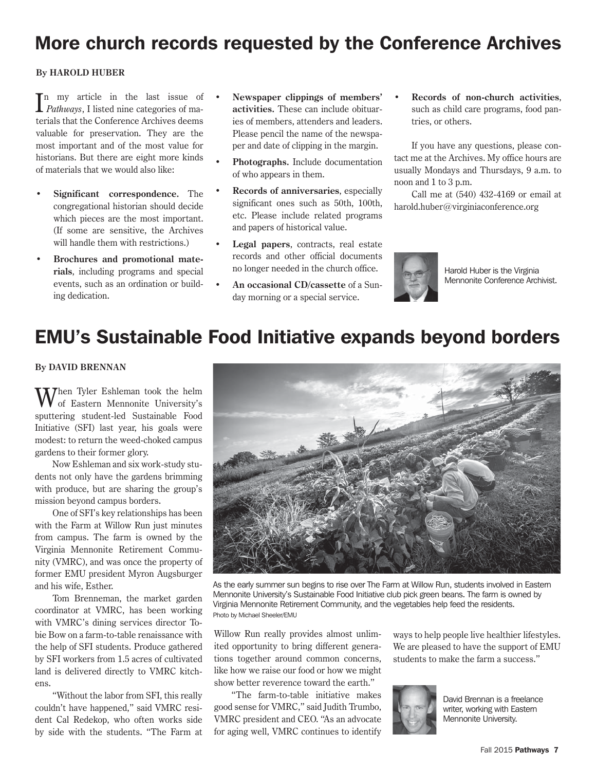# More church records requested by the Conference Archives

**By HAROLD HUBER**

In my article in the last issue of *Pathways*, I listed nine categories of materials that the Conference Archives deems valuable for preservation. They are the most important and of the most value for historians. But there are eight more kinds of materials that we would also like:

- **Significant correspondence.** The congregational historian should decide which pieces are the most important. (If some are sensitive, the Archives will handle them with restrictions.)
- **Brochures and promotional materials**, including programs and special events, such as an ordination or building dedication.
- **Newspaper clippings of members' activities.** These can include obituaries of members, attenders and leaders. Please pencil the name of the newspaper and date of clipping in the margin.
- **Photographs.** Include documentation of who appears in them.
- **Records of anniversaries**, especially significant ones such as 50th, 100th, etc. Please include related programs and papers of historical value.
- **Legal papers**, contracts, real estate records and other official documents no longer needed in the church office.
- **An occasional CD/cassette** of a Sunday morning or a special service.
- **Records of non-church activities**, such as child care programs, food pantries, or others.

If you have any questions, please contact me at the Archives. My office hours are usually Mondays and Thursdays, 9 a.m. to noon and 1 to 3 p.m.

Call me at (540) 432-4169 or email at harold.huber@virginiaconference.org

Harold Huber is the Virginia Mennonite Conference Archivist.

# EMU's Sustainable Food Initiative expands beyond borders

**By DAVID BRENNAN**

When Tyler Eshleman took the helm of Eastern Mennonite University's sputtering student-led Sustainable Food Initiative (SFI) last year, his goals were modest: to return the weed-choked campus gardens to their former glory.

Now Eshleman and six work-study students not only have the gardens brimming with produce, but are sharing the group's mission beyond campus borders.

One of SFI's key relationships has been with the Farm at Willow Run just minutes from campus. The farm is owned by the Virginia Mennonite Retirement Community (VMRC), and was once the property of former EMU president Myron Augsburger and his wife, Esther.

Tom Brenneman, the market garden coordinator at VMRC, has been working with VMRC's dining services director Tobie Bow on a farm-to-table renaissance with the help of SFI students. Produce gathered by SFI workers from 1.5 acres of cultivated land is delivered directly to VMRC kitchens.

"Without the labor from SFI, this really couldn't have happened," said VMRC resident Cal Redekop, who often works side by side with the students. "The Farm at Willow Run really provides almost unlimited opportunity to bring different generations together around common concerns, like how we raise our food or how we might show better reverence toward the earth."

"The farm-to-table initiative makes good sense for VMRC," said Judith Trumbo, VMRC president and CEO. "As an advocate for aging well, VMRC continues to identify ways to help people live healthier lifestyles. We are pleased to have the support of EMU students to make the farm a success."

As the early summer sun begins to rise over The Farm at Willow Run, students involved in Eastern Mennonite University's Sustainable Food Initiative club pick green beans. The farm is owned by Virginia Mennonite Retirement Community, and the vegetables help feed the residents.
Photo by Michael Sheeler/EMU

David Brennan is a freelance writer, working with Eastern Mennonite University.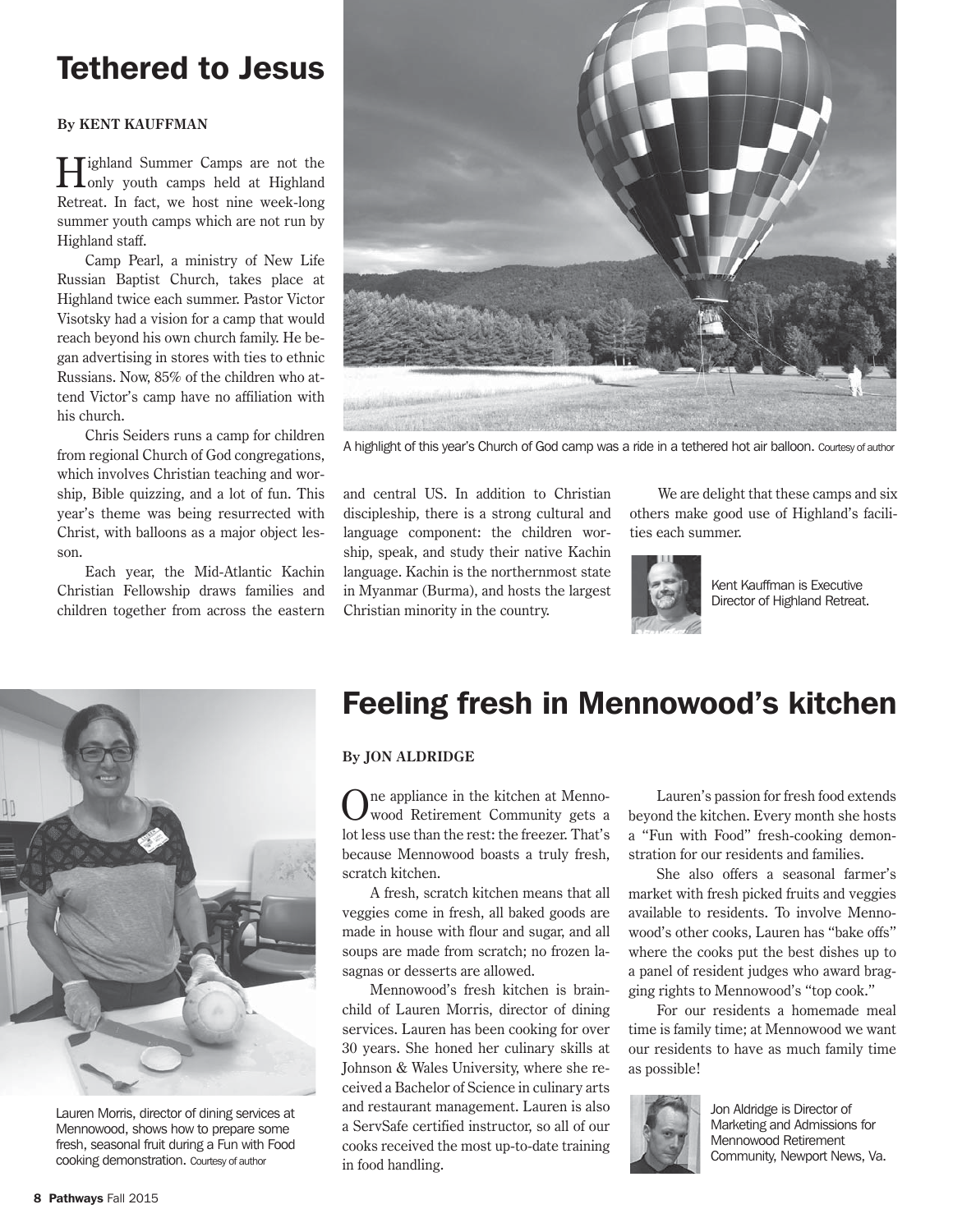# Tethered to Jesus

**By KENT KAUFFMAN**

Highland Summer Camps are not the only youth camps held at Highland Retreat. In fact, we host nine week-long summer youth camps which are not run by Highland staff.

Camp Pearl, a ministry of New Life Russian Baptist Church, takes place at Highland twice each summer. Pastor Victor Visotsky had a vision for a camp that would reach beyond his own church family. He began advertising in stores with ties to ethnic Russians. Now, 85% of the children who attend Victor's camp have no affiliation with his church.

Chris Seiders runs a camp for children from regional Church of God congregations, which involves Christian teaching and worship, Bible quizzing, and a lot of fun. This year's theme was being resurrected with Christ, with balloons as a major object lesson.

Each year, the Mid-Atlantic Kachin Christian Fellowship draws families and children together from across the eastern and central US. In addition to Christian discipleship, there is a strong cultural and language component: the children worship, speak, and study their native Kachin language. Kachin is the northernmost state in Myanmar (Burma), and hosts the largest Christian minority in the country.

We are delight that these camps and six others make good use of Highland's facilities each summer.

A highlight of this year's Church of God camp was a ride in a tethered hot air balloon. Courtesy of author

Kent Kauffman is Executive Director of Highland Retreat.

# Feeling fresh in Mennowood's kitchen

**By JON ALDRIDGE**

One appliance in the kitchen at Mennowood Retirement Community gets a lot less use than the rest: the freezer. That's because Mennowood boasts a truly fresh, scratch kitchen.

A fresh, scratch kitchen means that all veggies come in fresh, all baked goods are made in house with flour and sugar, and all soups are made from scratch; no frozen lasagnas or desserts are allowed.

Mennowood's fresh kitchen is brainchild of Lauren Morris, director of dining services. Lauren has been cooking for over 30 years. She honed her culinary skills at Johnson & Wales University, where she received a Bachelor of Science in culinary arts and restaurant management. Lauren is also a ServSafe certified instructor, so all of our cooks received the most up-to-date training in food handling.

Lauren's passion for fresh food extends beyond the kitchen. Every month she hosts a "Fun with Food" fresh-cooking demonstration for our residents and families.

She also offers a seasonal farmer's market with fresh picked fruits and veggies available to residents. To involve Mennowood's other cooks, Lauren has "bake offs" where the cooks put the best dishes up to a panel of resident judges who award bragging rights to Mennowood's "top cook."

For our residents a homemade meal time is family time; at Mennowood we want our residents to have as much family time as possible!

Lauren Morris, director of dining services at Mennowood, shows how to prepare some fresh, seasonal fruit during a Fun with Food cooking demonstration. Courtesy of author

Jon Aldridge is Director of Marketing and Admissions for Mennowood Retirement Community, Newport News, Va.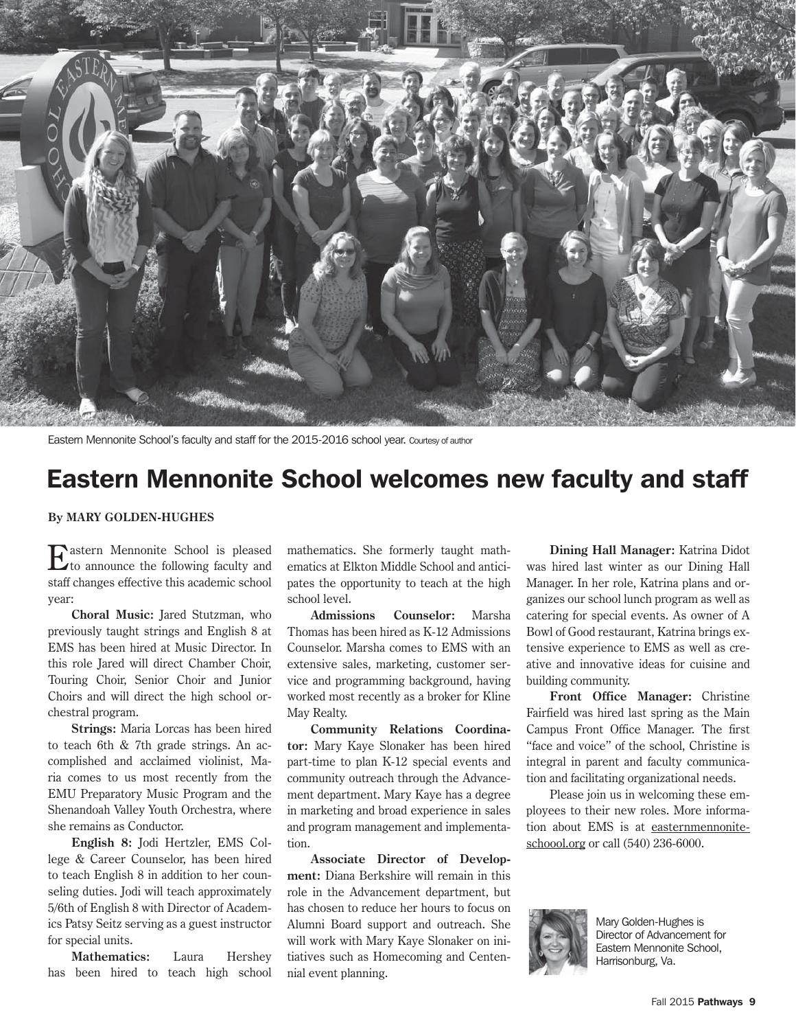Eastern Mennonite School's faculty and staff for the 2015-2016 school year. Courtesy of author

# Eastern Mennonite School welcomes new faculty and staff

**By MARY GOLDEN-HUGHES**

Eastern Mennonite School is pleased to announce the following faculty and staff changes effective this academic school year:

**Choral Music:** Jared Stutzman, who previously taught strings and English 8 at EMS has been hired at Music Director. In this role Jared will direct Chamber Choir, Touring Choir, Senior Choir and Junior Choirs and will direct the high school orchestral program.

**Strings:** Maria Lorcas has been hired to teach 6th & 7th grade strings. An accomplished and acclaimed violinist, Maria comes to us most recently from the EMU Preparatory Music Program and the Shenandoah Valley Youth Orchestra, where she remains as Conductor.

**English 8:** Jodi Hertzler, EMS College & Career Counselor, has been hired to teach English 8 in addition to her counseling duties. Jodi will teach approximately 5/6th of English 8 with Director of Academics Patsy Seitz serving as a guest instructor for special units.

**Mathematics:** Laura Hershey has been hired to teach high school mathematics. She formerly taught mathematics at Elkton Middle School and anticipates the opportunity to teach at the high school level.

**Admissions Counselor:** Marsha Thomas has been hired as K-12 Admissions Counselor. Marsha comes to EMS with an extensive sales, marketing, customer service and programming background, having worked most recently as a broker for Kline May Realty.

**Community Relations Coordinator:** Mary Kaye Slonaker has been hired part-time to plan K-12 special events and community outreach through the Advancement department. Mary Kaye has a degree in marketing and broad experience in sales and program management and implementation.

**Associate Director of Development:** Diana Berkshire will remain in this role in the Advancement department, but has chosen to reduce her hours to focus on Alumni Board support and outreach. She will work with Mary Kaye Slonaker on initiatives such as Homecoming and Centennial event planning.

**Dining Hall Manager:** Katrina Didot was hired last winter as our Dining Hall Manager. In her role, Katrina plans and organizes our school lunch program as well as catering for special events. As owner of A Bowl of Good restaurant, Katrina brings extensive experience to EMS as well as creative and innovative ideas for cuisine and building community.

**Front Office Manager:** Christine Fairfield was hired last spring as the Main Campus Front Office Manager. The first "face and voice" of the school, Christine is integral in parent and faculty communication and facilitating organizational needs.

Please join us in welcoming these employees to their new roles. More information about EMS is at easternmennonite-schoool.org or call (540) 236-6000.

Mary Golden-Hughes is Director of Advancement for Eastern Mennonite School, Harrisonburg, Va.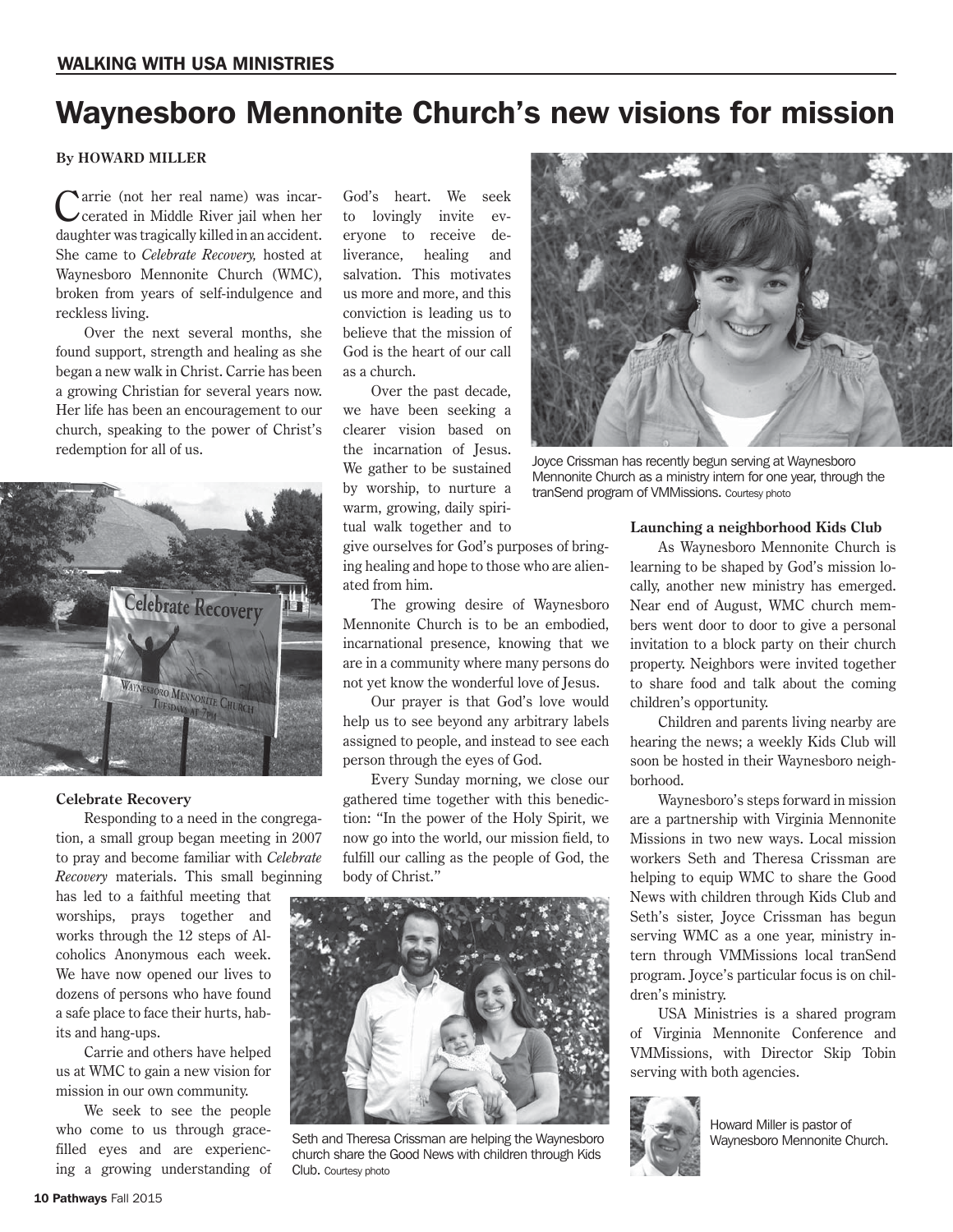WALKING WITH USA MINISTRIES

# Waynesboro Mennonite Church's new visions for mission

**By HOWARD MILLER**

Carrie (not her real name) was incarcerated in Middle River jail when her daughter was tragically killed in an accident. She came to *Celebrate Recovery,* hosted at Waynesboro Mennonite Church (WMC), broken from years of self-indulgence and reckless living.

Over the next several months, she found support, strength and healing as she began a new walk in Christ. Carrie has been a growing Christian for several years now. Her life has been an encouragement to our church, speaking to the power of Christ's redemption for all of us.

### Celebrate Recovery

Responding to a need in the congregation, a small group began meeting in 2007 to pray and become familiar with *Celebrate Recovery* materials. This small beginning has led to a faithful meeting that worships, prays together and works through the 12 steps of Alcoholics Anonymous each week. We have now opened our lives to dozens of persons who have found a safe place to face their hurts, habits and hang-ups.

Carrie and others have helped us at WMC to gain a new vision for mission in our own community.

We seek to see the people who come to us through grace-filled eyes and are experiencing a growing understanding of God's heart. We seek to lovingly invite everyone to receive deliverance, healing and salvation. This motivates us more and more, and this conviction is leading us to believe that the mission of God is the heart of our call as a church.

Over the past decade, we have been seeking a clearer vision based on the incarnation of Jesus. We gather to be sustained by worship, to nurture a warm, growing, daily spiritual walk together and to give ourselves for God's purposes of bringing healing and hope to those who are alienated from him.

The growing desire of Waynesboro Mennonite Church is to be an embodied, incarnational presence, knowing that we are in a community where many persons do not yet know the wonderful love of Jesus.

Our prayer is that God's love would help us to see beyond any arbitrary labels assigned to people, and instead to see each person through the eyes of God.

Every Sunday morning, we close our gathered time together with this benediction: "In the power of the Holy Spirit, we now go into the world, our mission field, to fulfill our calling as the people of God, the body of Christ."

Seth and Theresa Crissman are helping the Waynesboro church share the Good News with children through Kids Club. Courtesy photo

Joyce Crissman has recently begun serving at Waynesboro Mennonite Church as a ministry intern for one year, through the tranSend program of VMMissions. Courtesy photo

### Launching a neighborhood Kids Club

As Waynesboro Mennonite Church is learning to be shaped by God's mission locally, another new ministry has emerged. Near end of August, WMC church members went door to door to give a personal invitation to a block party on their church property. Neighbors were invited together to share food and talk about the coming children's opportunity.

Children and parents living nearby are hearing the news; a weekly Kids Club will soon be hosted in their Waynesboro neighborhood.

Waynesboro's steps forward in mission are a partnership with Virginia Mennonite Missions in two new ways. Local mission workers Seth and Theresa Crissman are helping to equip WMC to share the Good News with children through Kids Club and Seth's sister, Joyce Crissman has begun serving WMC as a one year, ministry intern through VMMissions local tranSend program. Joyce's particular focus is on children's ministry.

USA Ministries is a shared program of Virginia Mennonite Conference and VMMissions, with Director Skip Tobin serving with both agencies.

Howard Miller is pastor of Waynesboro Mennonite Church.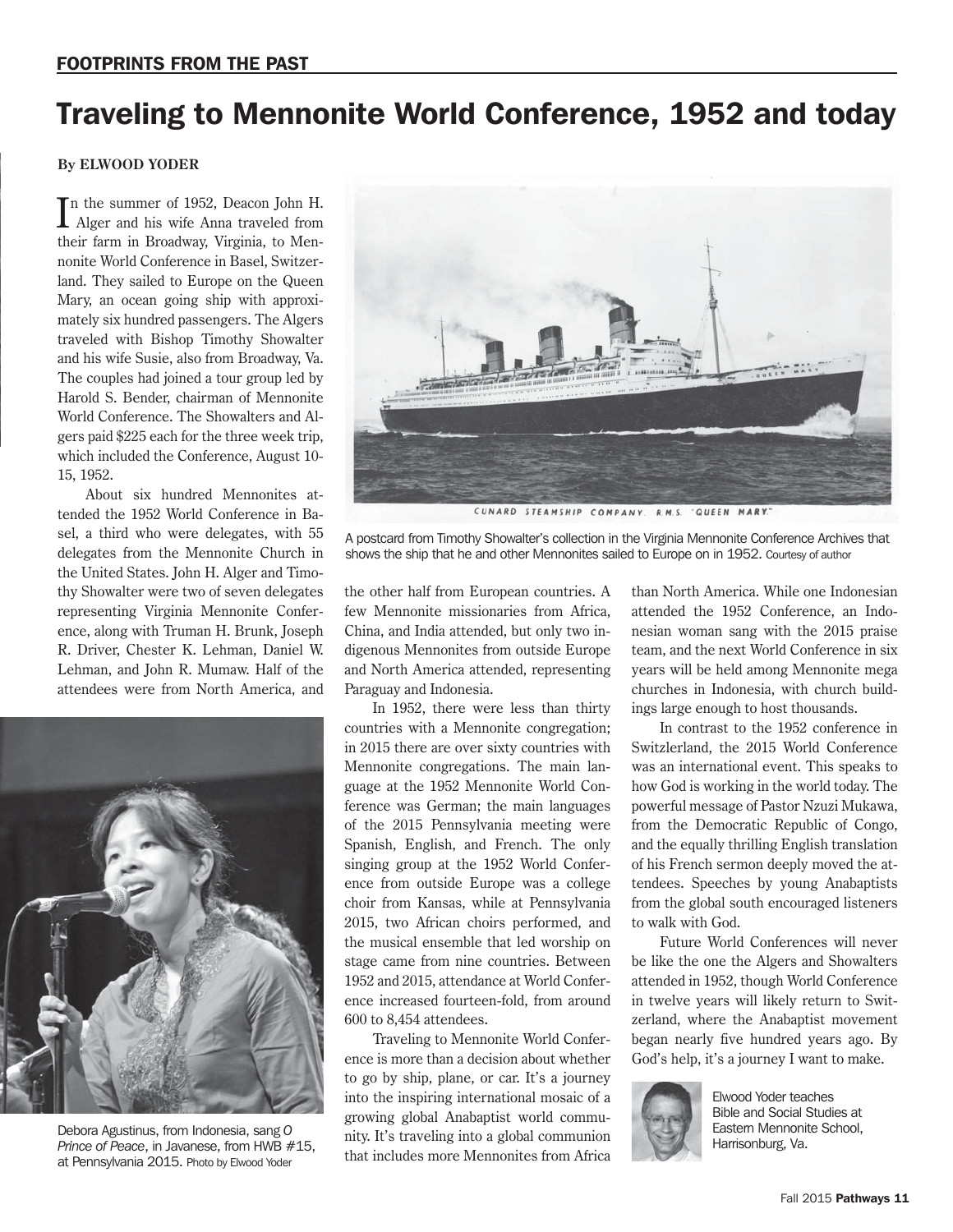FOOTPRINTS FROM THE PAST

# Traveling to Mennonite World Conference, 1952 and today

**By ELWOOD YODER**

In the summer of 1952, Deacon John H. Alger and his wife Anna traveled from their farm in Broadway, Virginia, to Mennonite World Conference in Basel, Switzerland. They sailed to Europe on the Queen Mary, an ocean going ship with approximately six hundred passengers. The Algers traveled with Bishop Timothy Showalter and his wife Susie, also from Broadway, Va. The couples had joined a tour group led by Harold S. Bender, chairman of Mennonite World Conference. The Showalters and Algers paid $225 each for the three week trip, which included the Conference, August 10-15, 1952.

About six hundred Mennonites attended the 1952 World Conference in Basel, a third who were delegates, with 55 delegates from the Mennonite Church in the United States. John H. Alger and Timothy Showalter were two of seven delegates representing Virginia Mennonite Conference, along with Truman H. Brunk, Joseph R. Driver, Chester K. Lehman, Daniel W. Lehman, and John R. Mumaw. Half of the attendees were from North America, and the other half from European countries. A few Mennonite missionaries from Africa, China, and India attended, but only two indigenous Mennonites from outside Europe and North America attended, representing Paraguay and Indonesia.

CUNARD STEAMSHIP COMPANY. R.M.S. "QUEEN MARY."

A postcard from Timothy Showalter's collection in the Virginia Mennonite Conference Archives that shows the ship that he and other Mennonites sailed to Europe on in 1952. Courtesy of author

In 1952, there were less than thirty countries with a Mennonite congregation; in 2015 there are over sixty countries with Mennonite congregations. The main language at the 1952 Mennonite World Conference was German; the main languages of the 2015 Pennsylvania meeting were Spanish, English, and French. The only singing group at the 1952 World Conference from outside Europe was a college choir from Kansas, while at Pennsylvania 2015, two African choirs performed, and the musical ensemble that led worship on stage came from nine countries. Between 1952 and 2015, attendance at World Conference increased fourteen-fold, from around 600 to 8,454 attendees.

Traveling to Mennonite World Conference is more than a decision about whether to go by ship, plane, or car. It's a journey into the inspiring international mosaic of a growing global Anabaptist world community. It's traveling into a global communion that includes more Mennonites from Africa than North America. While one Indonesian attended the 1952 Conference, an Indonesian woman sang with the 2015 praise team, and the next World Conference in six years will be held among Mennonite mega churches in Indonesia, with church buildings large enough to host thousands.

In contrast to the 1952 conference in Switzlerland, the 2015 World Conference was an international event. This speaks to how God is working in the world today. The powerful message of Pastor Nzuzi Mukawa, from the Democratic Republic of Congo, and the equally thrilling English translation of his French sermon deeply moved the attendees. Speeches by young Anabaptists from the global south encouraged listeners to walk with God.

Future World Conferences will never be like the one the Algers and Showalters attended in 1952, though World Conference in twelve years will likely return to Switzerland, where the Anabaptist movement began nearly five hundred years ago. By God's help, it's a journey I want to make.

Debora Agustinus, from Indonesia, sang *O Prince of Peace*, in Javanese, from HWB #15, at Pennsylvania 2015. Photo by Elwood Yoder

Elwood Yoder teaches Bible and Social Studies at Eastern Mennonite School, Harrisonburg, Va.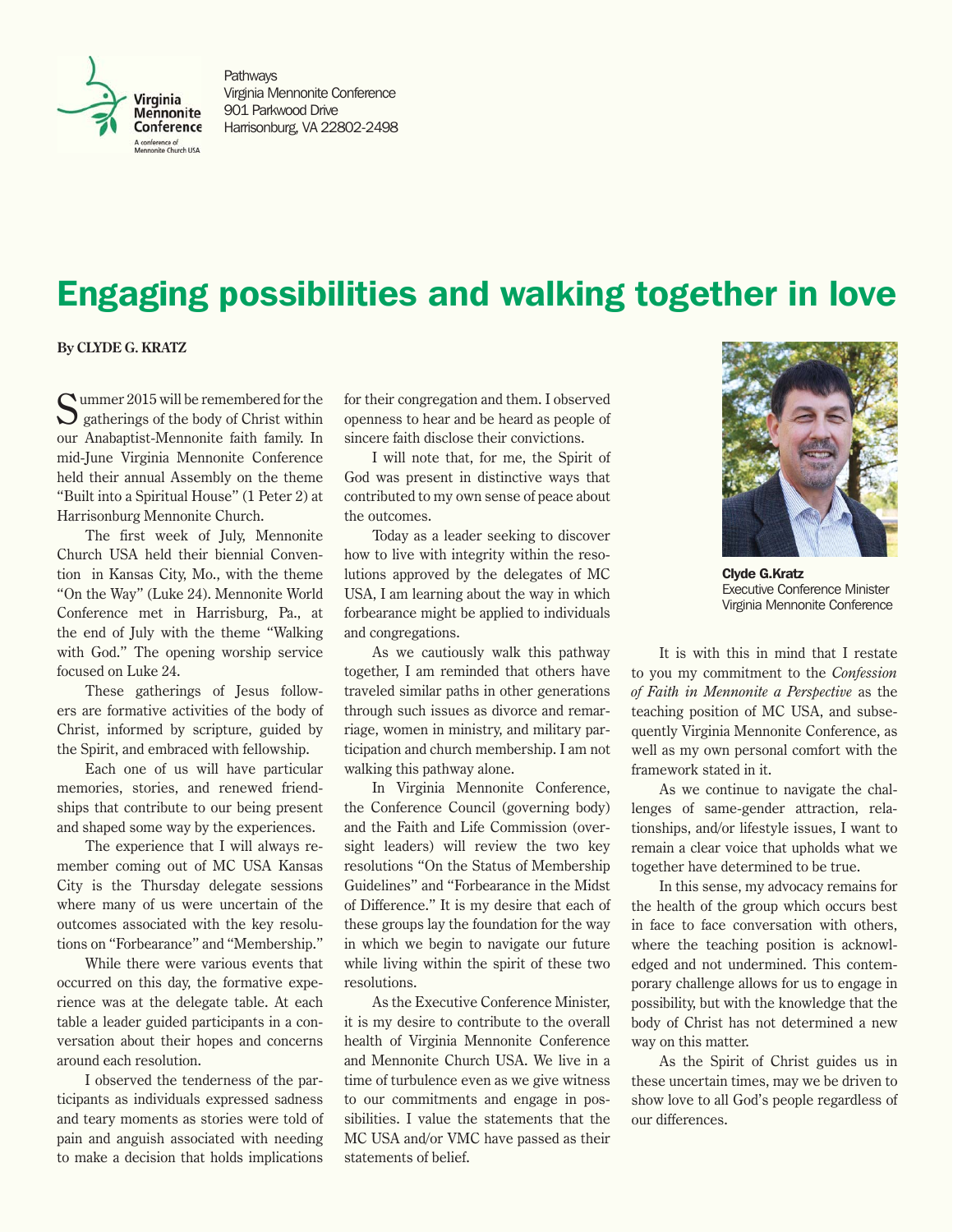Pathways
Virginia Mennonite Conference
901 Parkwood Drive
Harrisonburg, VA 22802-2498

# Engaging possibilities and walking together in love

**By CLYDE G. KRATZ**

Summer 2015 will be remembered for the gatherings of the body of Christ within our Anabaptist-Mennonite faith family. In mid-June Virginia Mennonite Conference held their annual Assembly on the theme "Built into a Spiritual House" (1 Peter 2) at Harrisonburg Mennonite Church.

The first week of July, Mennonite Church USA held their biennial Convention in Kansas City, Mo., with the theme "On the Way" (Luke 24). Mennonite World Conference met in Harrisburg, Pa., at the end of July with the theme "Walking with God." The opening worship service focused on Luke 24.

These gatherings of Jesus followers are formative activities of the body of Christ, informed by scripture, guided by the Spirit, and embraced with fellowship.

Each one of us will have particular memories, stories, and renewed friendships that contribute to our being present and shaped some way by the experiences.

The experience that I will always remember coming out of MC USA Kansas City is the Thursday delegate sessions where many of us were uncertain of the outcomes associated with the key resolutions on "Forbearance" and "Membership."

While there were various events that occurred on this day, the formative experience was at the delegate table. At each table a leader guided participants in a conversation about their hopes and concerns around each resolution.

I observed the tenderness of the participants as individuals expressed sadness and teary moments as stories were told of pain and anguish associated with needing to make a decision that holds implications for their congregation and them. I observed openness to hear and be heard as people of sincere faith disclose their convictions.

I will note that, for me, the Spirit of God was present in distinctive ways that contributed to my own sense of peace about the outcomes.

Today as a leader seeking to discover how to live with integrity within the resolutions approved by the delegates of MC USA, I am learning about the way in which forbearance might be applied to individuals and congregations.

As we cautiously walk this pathway together, I am reminded that others have traveled similar paths in other generations through such issues as divorce and remarriage, women in ministry, and military participation and church membership. I am not walking this pathway alone.

In Virginia Mennonite Conference, the Conference Council (governing body) and the Faith and Life Commission (oversight leaders) will review the two key resolutions "On the Status of Membership Guidelines" and "Forbearance in the Midst of Difference." It is my desire that each of these groups lay the foundation for the way in which we begin to navigate our future while living within the spirit of these two resolutions.

As the Executive Conference Minister, it is my desire to contribute to the overall health of Virginia Mennonite Conference and Mennonite Church USA. We live in a time of turbulence even as we give witness to our commitments and engage in possibilities. I value the statements that the MC USA and/or VMC have passed as their statements of belief.

**Clyde G.Kratz**
Executive Conference Minister
Virginia Mennonite Conference

It is with this in mind that I restate to you my commitment to the *Confession of Faith in Mennonite a Perspective* as the teaching position of MC USA, and subsequently Virginia Mennonite Conference, as well as my own personal comfort with the framework stated in it.

As we continue to navigate the challenges of same-gender attraction, relationships, and/or lifestyle issues, I want to remain a clear voice that upholds what we together have determined to be true.

In this sense, my advocacy remains for the health of the group which occurs best in face to face conversation with others, where the teaching position is acknowledged and not undermined. This contemporary challenge allows for us to engage in possibility, but with the knowledge that the body of Christ has not determined a new way on this matter.

As the Spirit of Christ guides us in these uncertain times, may we be driven to show love to all God's people regardless of our differences.